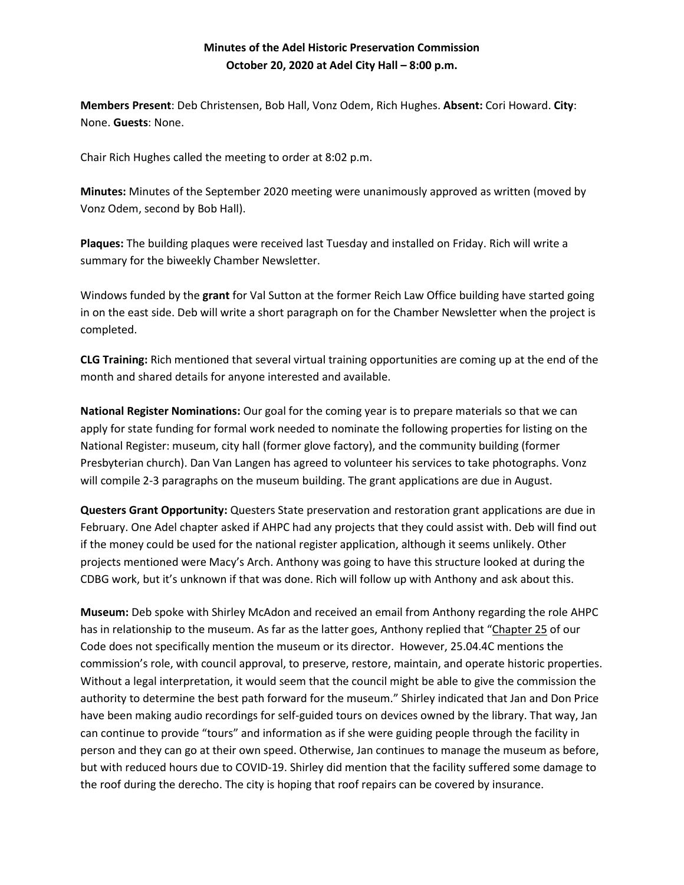**Minutes of the Adel Historic Preservation Commission**
**October 20, 2020 at Adel City Hall – 8:00 p.m.**

**Members Present**: Deb Christensen, Bob Hall, Vonz Odem, Rich Hughes. **Absent:** Cori Howard. **City**: None. **Guests**: None.

Chair Rich Hughes called the meeting to order at 8:02 p.m.

**Minutes:** Minutes of the September 2020 meeting were unanimously approved as written (moved by Vonz Odem, second by Bob Hall).

**Plaques:** The building plaques were received last Tuesday and installed on Friday. Rich will write a summary for the biweekly Chamber Newsletter.

Windows funded by the **grant** for Val Sutton at the former Reich Law Office building have started going in on the east side. Deb will write a short paragraph on for the Chamber Newsletter when the project is completed.

**CLG Training:** Rich mentioned that several virtual training opportunities are coming up at the end of the month and shared details for anyone interested and available.

**National Register Nominations:** Our goal for the coming year is to prepare materials so that we can apply for state funding for formal work needed to nominate the following properties for listing on the National Register: museum, city hall (former glove factory), and the community building (former Presbyterian church). Dan Van Langen has agreed to volunteer his services to take photographs. Vonz will compile 2-3 paragraphs on the museum building. The grant applications are due in August.

**Questers Grant Opportunity:** Questers State preservation and restoration grant applications are due in February. One Adel chapter asked if AHPC had any projects that they could assist with. Deb will find out if the money could be used for the national register application, although it seems unlikely. Other projects mentioned were Macy's Arch. Anthony was going to have this structure looked at during the CDBG work, but it's unknown if that was done. Rich will follow up with Anthony and ask about this.

**Museum:** Deb spoke with Shirley McAdon and received an email from Anthony regarding the role AHPC has in relationship to the museum. As far as the latter goes, Anthony replied that "Chapter 25 of our Code does not specifically mention the museum or its director. However, 25.04.4C mentions the commission's role, with council approval, to preserve, restore, maintain, and operate historic properties. Without a legal interpretation, it would seem that the council might be able to give the commission the authority to determine the best path forward for the museum." Shirley indicated that Jan and Don Price have been making audio recordings for self-guided tours on devices owned by the library. That way, Jan can continue to provide "tours" and information as if she were guiding people through the facility in person and they can go at their own speed. Otherwise, Jan continues to manage the museum as before, but with reduced hours due to COVID-19. Shirley did mention that the facility suffered some damage to the roof during the derecho. The city is hoping that roof repairs can be covered by insurance.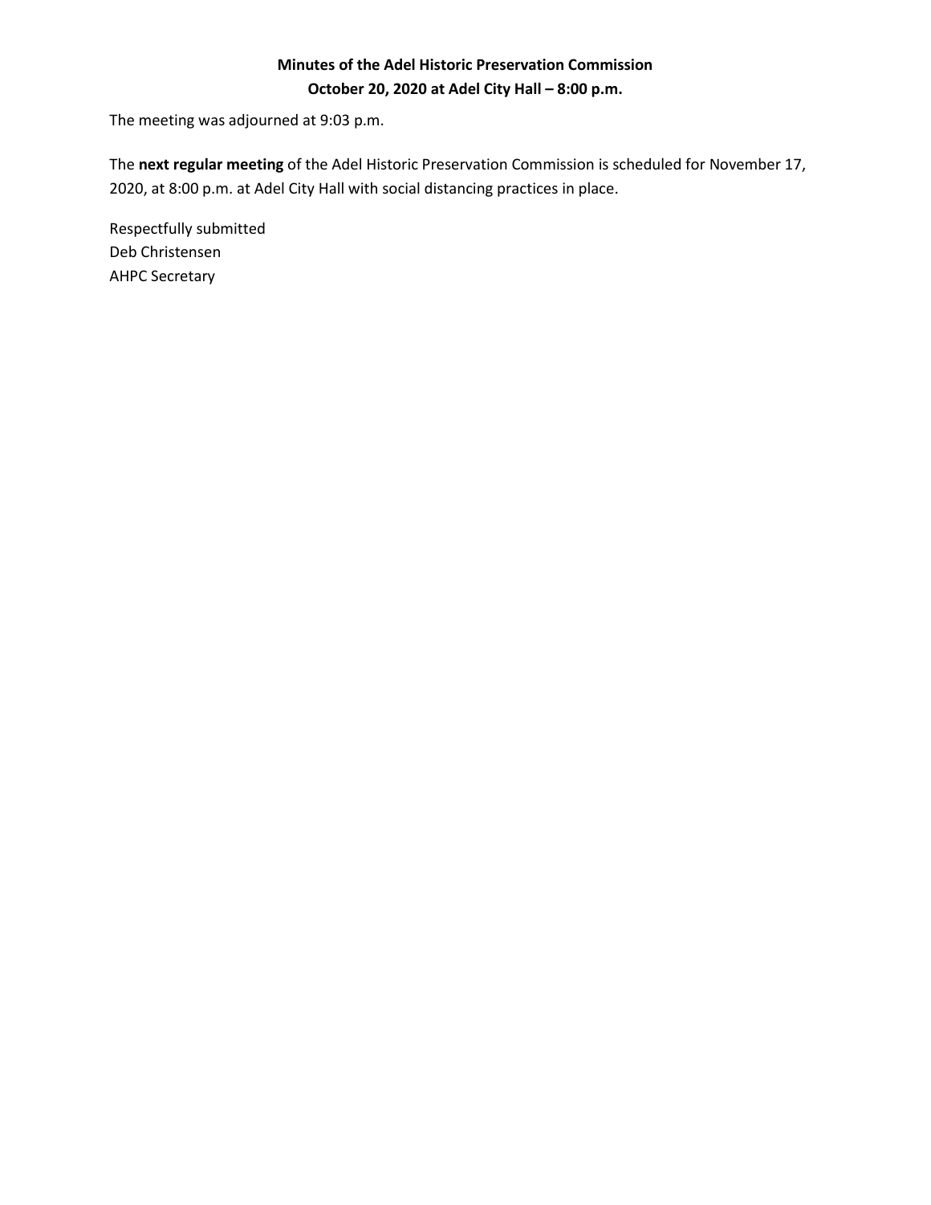**Minutes of the Adel Historic Preservation Commission**
**October 20, 2020 at Adel City Hall – 8:00 p.m.**

The meeting was adjourned at 9:03 p.m.

The **next regular meeting** of the Adel Historic Preservation Commission is scheduled for November 17, 2020, at 8:00 p.m. at Adel City Hall with social distancing practices in place.

Respectfully submitted
Deb Christensen
AHPC Secretary